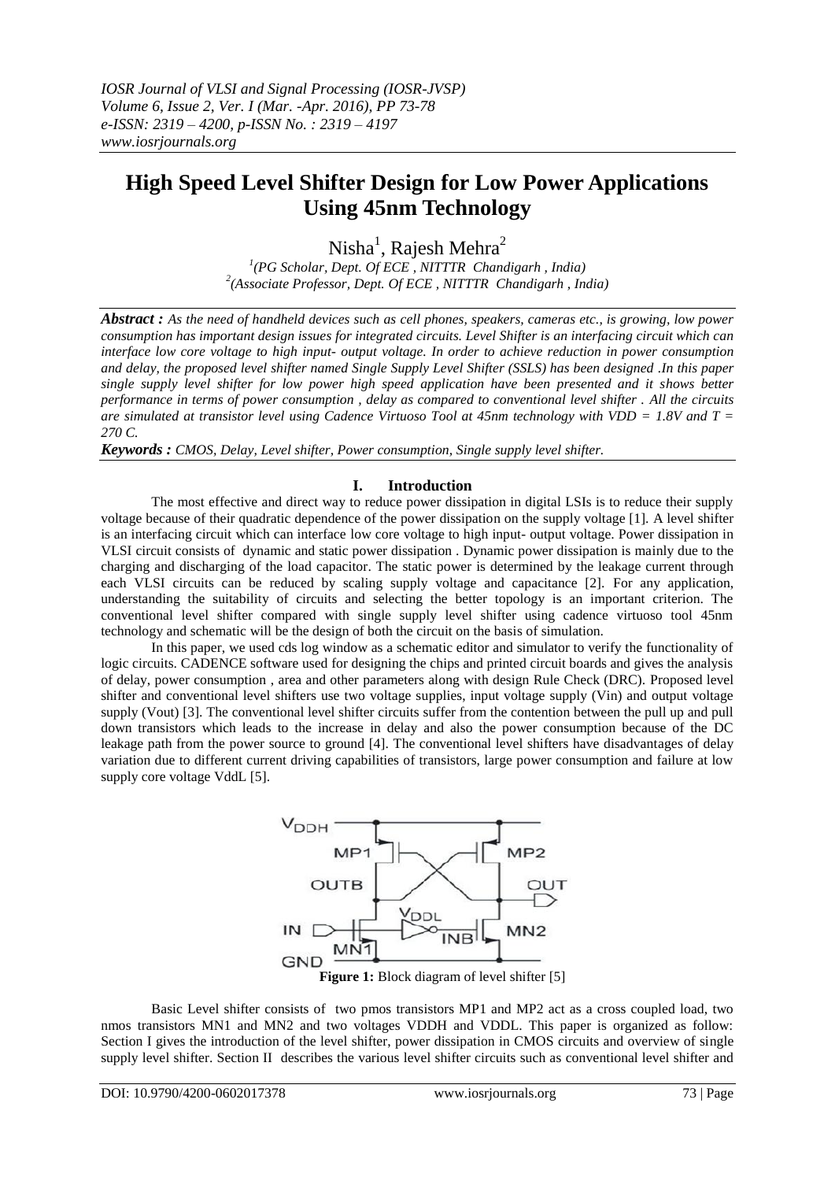*IOSR Journal of VLSI and Signal Processing (IOSR-JVSP)*
*Volume 6, Issue 2, Ver. I (Mar. -Apr. 2016), PP 73-78*
*e-ISSN: 2319 – 4200, p-ISSN No. : 2319 – 4197*
*www.iosrjournals.org*

# High Speed Level Shifter Design for Low Power Applications Using 45nm Technology

Nisha[1], Rajesh Mehra[2]

[1](PG Scholar, Dept. Of ECE , NITTTR Chandigarh , India)
[2](Associate Professor, Dept. Of ECE , NITTTR Chandigarh , India)

***Abstract :*** *As the need of handheld devices such as cell phones, speakers, cameras etc., is growing, low power consumption has important design issues for integrated circuits. Level Shifter is an interfacing circuit which can interface low core voltage to high input- output voltage. In order to achieve reduction in power consumption and delay, the proposed level shifter named Single Supply Level Shifter (SSLS) has been designed .In this paper single supply level shifter for low power high speed application have been presented and it shows better performance in terms of power consumption , delay as compared to conventional level shifter . All the circuits are simulated at transistor level using Cadence Virtuoso Tool at 45nm technology with VDD = 1.8V and T = 270 C.*

***Keywords :*** *CMOS, Delay, Level shifter, Power consumption, Single supply level shifter.*

## I. Introduction

The most effective and direct way to reduce power dissipation in digital LSIs is to reduce their supply voltage because of their quadratic dependence of the power dissipation on the supply voltage [1]. A level shifter is an interfacing circuit which can interface low core voltage to high input- output voltage. Power dissipation in VLSI circuit consists of dynamic and static power dissipation . Dynamic power dissipation is mainly due to the charging and discharging of the load capacitor. The static power is determined by the leakage current through each VLSI circuits can be reduced by scaling supply voltage and capacitance [2]. For any application, understanding the suitability of circuits and selecting the better topology is an important criterion. The conventional level shifter compared with single supply level shifter using cadence virtuoso tool 45nm technology and schematic will be the design of both the circuit on the basis of simulation.

In this paper, we used cds log window as a schematic editor and simulator to verify the functionality of logic circuits. CADENCE software used for designing the chips and printed circuit boards and gives the analysis of delay, power consumption , area and other parameters along with design Rule Check (DRC). Proposed level shifter and conventional level shifters use two voltage supplies, input voltage supply (Vin) and output voltage supply (Vout) [3]. The conventional level shifter circuits suffer from the contention between the pull up and pull down transistors which leads to the increase in delay and also the power consumption because of the DC leakage path from the power source to ground [4]. The conventional level shifters have disadvantages of delay variation due to different current driving capabilities of transistors, large power consumption and failure at low supply core voltage VddL [5].

**Figure 1:** Block diagram of level shifter [5]

Basic Level shifter consists of two pmos transistors MP1 and MP2 act as a cross coupled load, two nmos transistors MN1 and MN2 and two voltages VDDH and VDDL. This paper is organized as follow: Section I gives the introduction of the level shifter, power dissipation in CMOS circuits and overview of single supply level shifter. Section II describes the various level shifter circuits such as conventional level shifter and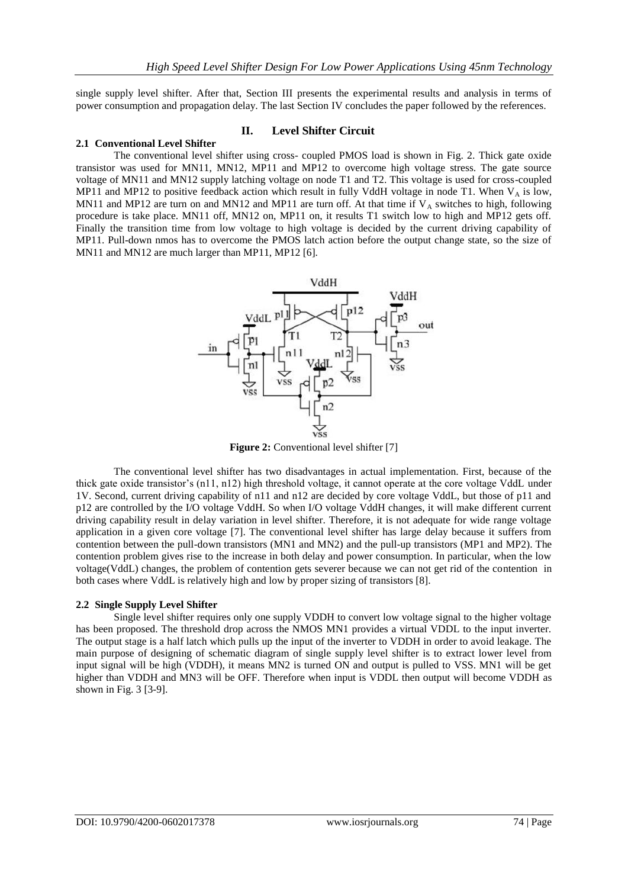single supply level shifter. After that, Section III presents the experimental results and analysis in terms of power consumption and propagation delay. The last Section IV concludes the paper followed by the references.

## II. Level Shifter Circuit

### 2.1 Conventional Level Shifter

The conventional level shifter using cross- coupled PMOS load is shown in Fig. 2. Thick gate oxide transistor was used for MN11, MN12, MP11 and MP12 to overcome high voltage stress. The gate source voltage of MN11 and MN12 supply latching voltage on node T1 and T2. This voltage is used for cross-coupled MP11 and MP12 to positive feedback action which result in fully VddH voltage in node T1. When $V_A$ is low, MN11 and MP12 are turn on and MN12 and MP11 are turn off. At that time if $V_A$ switches to high, following procedure is take place. MN11 off, MN12 on, MP11 on, it results T1 switch low to high and MP12 gets off. Finally the transition time from low voltage to high voltage is decided by the current driving capability of MP11. Pull-down nmos has to overcome the PMOS latch action before the output change state, so the size of MN11 and MN12 are much larger than MP11, MP12 [6].

**Figure 2:** Conventional level shifter [7]

The conventional level shifter has two disadvantages in actual implementation. First, because of the thick gate oxide transistor's (n11, n12) high threshold voltage, it cannot operate at the core voltage VddL under 1V. Second, current driving capability of n11 and n12 are decided by core voltage VddL, but those of p11 and p12 are controlled by the I/O voltage VddH. So when I/O voltage VddH changes, it will make different current driving capability result in delay variation in level shifter. Therefore, it is not adequate for wide range voltage application in a given core voltage [7]. The conventional level shifter has large delay because it suffers from contention between the pull-down transistors (MN1 and MN2) and the pull-up transistors (MP1 and MP2). The contention problem gives rise to the increase in both delay and power consumption. In particular, when the low voltage(VddL) changes, the problem of contention gets severer because we can not get rid of the contention in both cases where VddL is relatively high and low by proper sizing of transistors [8].

### 2.2 Single Supply Level Shifter

Single level shifter requires only one supply VDDH to convert low voltage signal to the higher voltage has been proposed. The threshold drop across the NMOS MN1 provides a virtual VDDL to the input inverter. The output stage is a half latch which pulls up the input of the inverter to VDDH in order to avoid leakage. The main purpose of designing of schematic diagram of single supply level shifter is to extract lower level from input signal will be high (VDDH), it means MN2 is turned ON and output is pulled to VSS. MN1 will be get higher than VDDH and MN3 will be OFF. Therefore when input is VDDL then output will become VDDH as shown in Fig. 3 [3-9].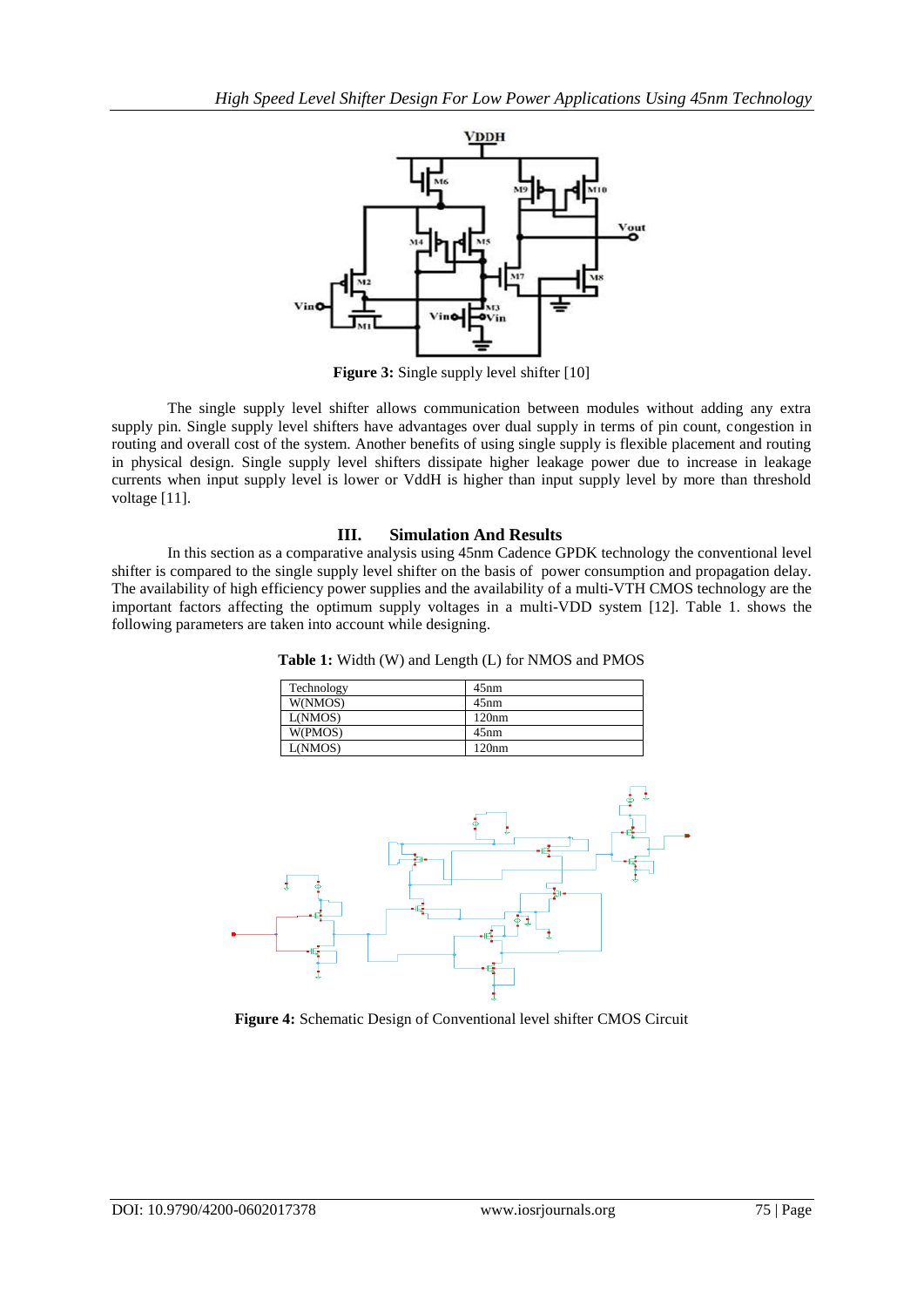**Figure 3:** Single supply level shifter [10]

The single supply level shifter allows communication between modules without adding any extra supply pin. Single supply level shifters have advantages over dual supply in terms of pin count, congestion in routing and overall cost of the system. Another benefits of using single supply is flexible placement and routing in physical design. Single supply level shifters dissipate higher leakage power due to increase in leakage currents when input supply level is lower or VddH is higher than input supply level by more than threshold voltage [11].

## III. Simulation And Results

In this section as a comparative analysis using 45nm Cadence GPDK technology the conventional level shifter is compared to the single supply level shifter on the basis of power consumption and propagation delay. The availability of high efficiency power supplies and the availability of a multi-VTH CMOS technology are the important factors affecting the optimum supply voltages in a multi-VDD system [12]. Table 1. shows the following parameters are taken into account while designing.

**Table 1:** Width (W) and Length (L) for NMOS and PMOS

| Technology | 45nm |
|---|---|
| W(NMOS) | 45nm |
| L(NMOS) | 120nm |
| W(PMOS) | 45nm |
| L(NMOS) | 120nm |

**Figure 4:** Schematic Design of Conventional level shifter CMOS Circuit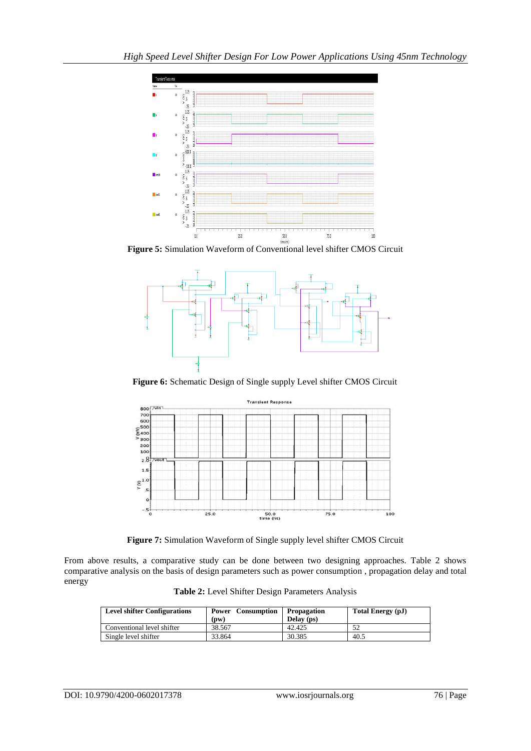**Figure 5:** Simulation Waveform of Conventional level shifter CMOS Circuit

**Figure 6:** Schematic Design of Single supply Level shifter CMOS Circuit

**Figure 7:** Simulation Waveform of Single supply level shifter CMOS Circuit

From above results, a comparative study can be done between two designing approaches. Table 2 shows comparative analysis on the basis of design parameters such as power consumption , propagation delay and total energy

**Table 2:** Level Shifter Design Parameters Analysis

| Level shifter Configurations | Power Consumption (pw) | Propagation Delay (ps) | Total Energy (pJ) |
|---|---|---|---|
| Conventional level shifter | 38.567 | 42.425 | 52 |
| Single level shifter | 33.864 | 30.385 | 40.5 |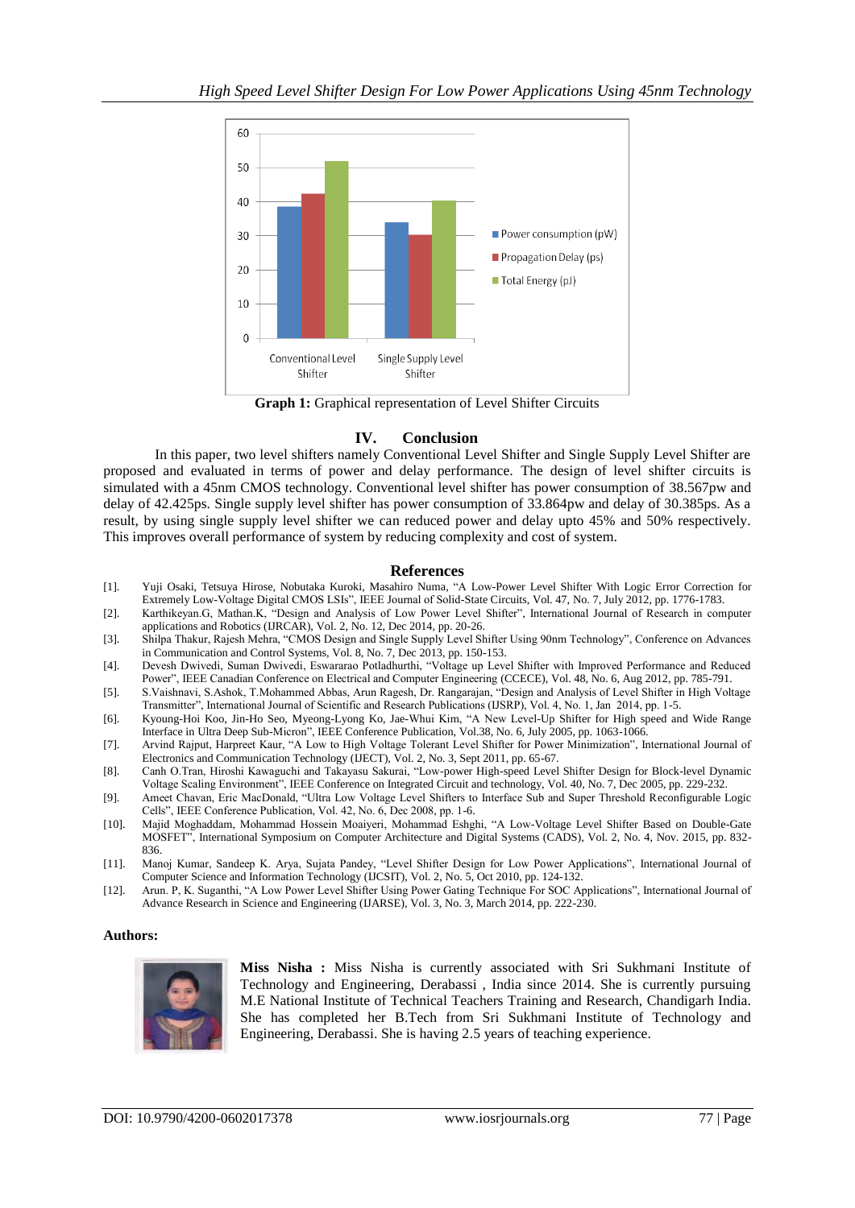Graph 1: Graphical representation of Level Shifter Circuits

## IV. Conclusion

In this paper, two level shifters namely Conventional Level Shifter and Single Supply Level Shifter are proposed and evaluated in terms of power and delay performance. The design of level shifter circuits is simulated with a 45nm CMOS technology. Conventional level shifter has power consumption of 38.567pw and delay of 42.425ps. Single supply level shifter has power consumption of 33.864pw and delay of 30.385ps. As a result, by using single supply level shifter we can reduced power and delay upto 45% and 50% respectively. This improves overall performance of system by reducing complexity and cost of system.

## References

[1]. Yuji Osaki, Tetsuya Hirose, Nobutaka Kuroki, Masahiro Numa, "A Low-Power Level Shifter With Logic Error Correction for Extremely Low-Voltage Digital CMOS LSIs", IEEE Journal of Solid-State Circuits, Vol. 47, No. 7, July 2012, pp. 1776-1783.

[2]. Karthikeyan.G, Mathan.K, "Design and Analysis of Low Power Level Shifter", International Journal of Research in computer applications and Robotics (IJRCAR), Vol. 2, No. 12, Dec 2014, pp. 20-26.

[3]. Shilpa Thakur, Rajesh Mehra, "CMOS Design and Single Supply Level Shifter Using 90nm Technology", Conference on Advances in Communication and Control Systems, Vol. 8, No. 7, Dec 2013, pp. 150-153.

[4]. Devesh Dwivedi, Suman Dwivedi, Eswararao Potladhurthi, "Voltage up Level Shifter with Improved Performance and Reduced Power", IEEE Canadian Conference on Electrical and Computer Engineering (CCECE), Vol. 48, No. 6, Aug 2012, pp. 785-791.

[5]. S.Vaishnavi, S.Ashok, T.Mohammed Abbas, Arun Ragesh, Dr. Rangarajan, "Design and Analysis of Level Shifter in High Voltage Transmitter", International Journal of Scientific and Research Publications (IJSRP), Vol. 4, No. 1, Jan 2014, pp. 1-5.

[6]. Kyoung-Hoi Koo, Jin-Ho Seo, Myeong-Lyong Ko, Jae-Whui Kim, "A New Level-Up Shifter for High speed and Wide Range Interface in Ultra Deep Sub-Micron", IEEE Conference Publication, Vol.38, No. 6, July 2005, pp. 1063-1066.

[7]. Arvind Rajput, Harpreet Kaur, "A Low to High Voltage Tolerant Level Shifter for Power Minimization", International Journal of Electronics and Communication Technology (IJECT), Vol. 2, No. 3, Sept 2011, pp. 65-67.

[8]. Canh O.Tran, Hiroshi Kawaguchi and Takayasu Sakurai, "Low-power High-speed Level Shifter Design for Block-level Dynamic Voltage Scaling Environment", IEEE Conference on Integrated Circuit and technology, Vol. 40, No. 7, Dec 2005, pp. 229-232.

[9]. Ameet Chavan, Eric MacDonald, "Ultra Low Voltage Level Shifters to Interface Sub and Super Threshold Reconfigurable Logic Cells", IEEE Conference Publication, Vol. 42, No. 6, Dec 2008, pp. 1-6.

[10]. Majid Moghaddam, Mohammad Hossein Moaiyeri, Mohammad Eshghi, "A Low-Voltage Level Shifter Based on Double-Gate MOSFET", International Symposium on Computer Architecture and Digital Systems (CADS), Vol. 2, No. 4, Nov. 2015, pp. 832-836.

[11]. Manoj Kumar, Sandeep K. Arya, Sujata Pandey, "Level Shifter Design for Low Power Applications", International Journal of Computer Science and Information Technology (IJCSIT), Vol. 2, No. 5, Oct 2010, pp. 124-132.

[12]. Arun. P, K. Suganthi, "A Low Power Level Shifter Using Power Gating Technique For SOC Applications", International Journal of Advance Research in Science and Engineering (IJARSE), Vol. 3, No. 3, March 2014, pp. 222-230.

**Authors:**

**Miss Nisha :** Miss Nisha is currently associated with Sri Sukhmani Institute of Technology and Engineering, Derabassi , India since 2014. She is currently pursuing M.E National Institute of Technical Teachers Training and Research, Chandigarh India. She has completed her B.Tech from Sri Sukhmani Institute of Technology and Engineering, Derabassi. She is having 2.5 years of teaching experience.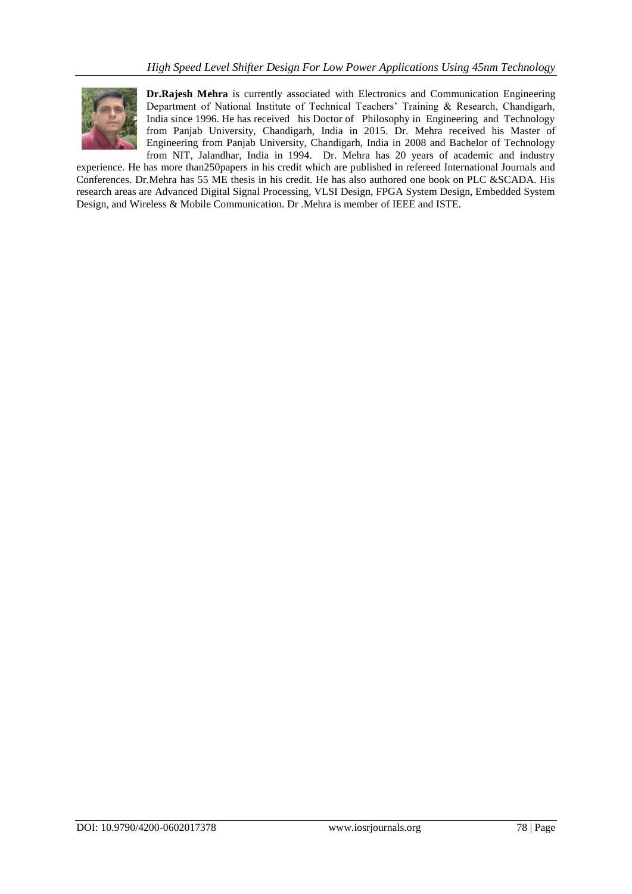**Dr.Rajesh Mehra** is currently associated with Electronics and Communication Engineering Department of National Institute of Technical Teachers' Training & Research, Chandigarh, India since 1996. He has received his Doctor of Philosophy in Engineering and Technology from Panjab University, Chandigarh, India in 2015. Dr. Mehra received his Master of Engineering from Panjab University, Chandigarh, India in 2008 and Bachelor of Technology from NIT, Jalandhar, India in 1994. Dr. Mehra has 20 years of academic and industry experience. He has more than250papers in his credit which are published in refereed International Journals and Conferences. Dr.Mehra has 55 ME thesis in his credit. He has also authored one book on PLC &SCADA. His research areas are Advanced Digital Signal Processing, VLSI Design, FPGA System Design, Embedded System Design, and Wireless & Mobile Communication. Dr .Mehra is member of IEEE and ISTE.